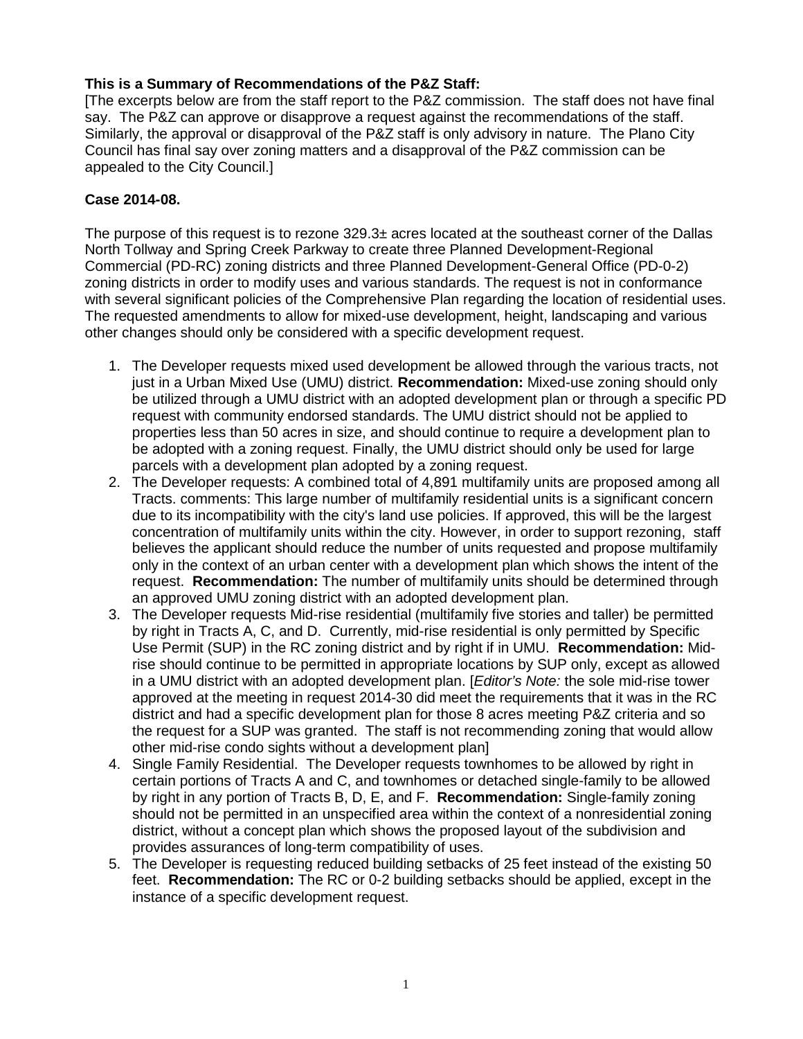**This is a Summary of Recommendations of the P&Z Staff:**

[The excerpts below are from the staff report to the P&Z commission. The staff does not have final say. The P&Z can approve or disapprove a request against the recommendations of the staff. Similarly, the approval or disapproval of the P&Z staff is only advisory in nature. The Plano City Council has final say over zoning matters and a disapproval of the P&Z commission can be appealed to the City Council.]

**Case 2014-08.**

The purpose of this request is to rezone 329.3± acres located at the southeast corner of the Dallas North Tollway and Spring Creek Parkway to create three Planned Development-Regional Commercial (PD-RC) zoning districts and three Planned Development-General Office (PD-0-2) zoning districts in order to modify uses and various standards. The request is not in conformance with several significant policies of the Comprehensive Plan regarding the location of residential uses. The requested amendments to allow for mixed-use development, height, landscaping and various other changes should only be considered with a specific development request.

1. The Developer requests mixed used development be allowed through the various tracts, not just in a Urban Mixed Use (UMU) district. **Recommendation:** Mixed-use zoning should only be utilized through a UMU district with an adopted development plan or through a specific PD request with community endorsed standards. The UMU district should not be applied to properties less than 50 acres in size, and should continue to require a development plan to be adopted with a zoning request. Finally, the UMU district should only be used for large parcels with a development plan adopted by a zoning request.
2. The Developer requests: A combined total of 4,891 multifamily units are proposed among all Tracts. comments: This large number of multifamily residential units is a significant concern due to its incompatibility with the city's land use policies. If approved, this will be the largest concentration of multifamily units within the city. However, in order to support rezoning, staff believes the applicant should reduce the number of units requested and propose multifamily only in the context of an urban center with a development plan which shows the intent of the request. **Recommendation:** The number of multifamily units should be determined through an approved UMU zoning district with an adopted development plan.
3. The Developer requests Mid-rise residential (multifamily five stories and taller) be permitted by right in Tracts A, C, and D. Currently, mid-rise residential is only permitted by Specific Use Permit (SUP) in the RC zoning district and by right if in UMU. **Recommendation:** Mid-rise should continue to be permitted in appropriate locations by SUP only, except as allowed in a UMU district with an adopted development plan. [*Editor's Note:* the sole mid-rise tower approved at the meeting in request 2014-30 did meet the requirements that it was in the RC district and had a specific development plan for those 8 acres meeting P&Z criteria and so the request for a SUP was granted. The staff is not recommending zoning that would allow other mid-rise condo sights without a development plan]
4. Single Family Residential. The Developer requests townhomes to be allowed by right in certain portions of Tracts A and C, and townhomes or detached single-family to be allowed by right in any portion of Tracts B, D, E, and F. **Recommendation:** Single-family zoning should not be permitted in an unspecified area within the context of a nonresidential zoning district, without a concept plan which shows the proposed layout of the subdivision and provides assurances of long-term compatibility of uses.
5. The Developer is requesting reduced building setbacks of 25 feet instead of the existing 50 feet. **Recommendation:** The RC or 0-2 building setbacks should be applied, except in the instance of a specific development request.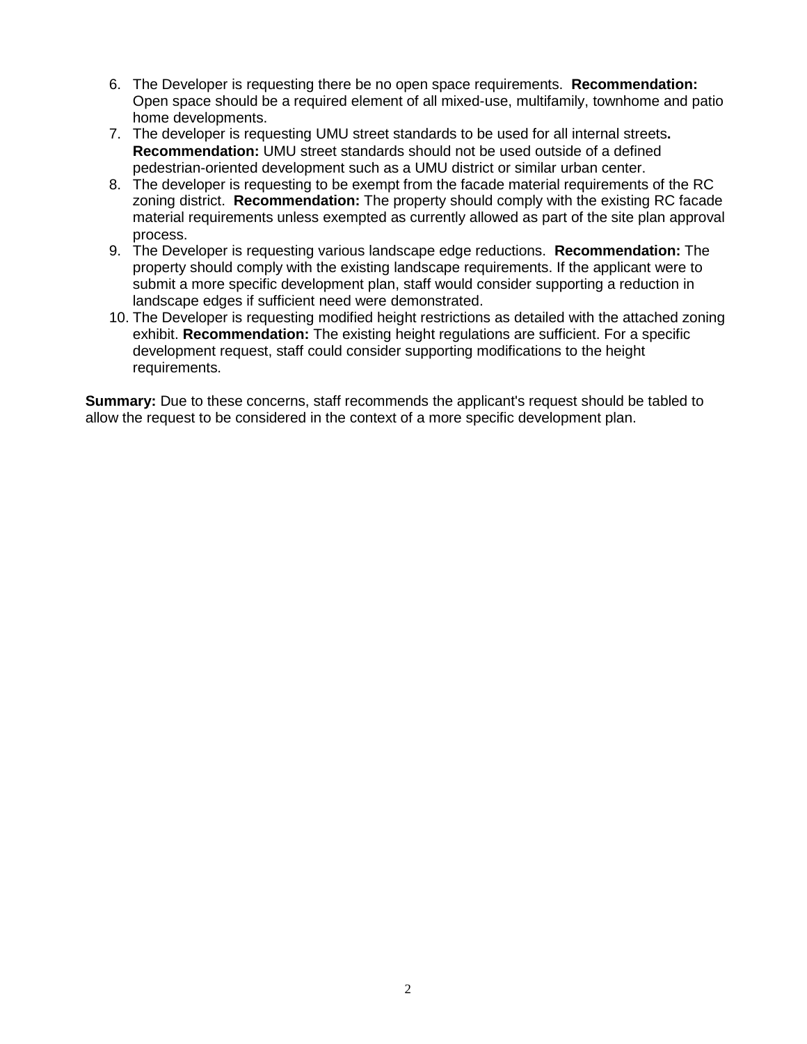6. The Developer is requesting there be no open space requirements. **Recommendation:** Open space should be a required element of all mixed-use, multifamily, townhome and patio home developments.
7. The developer is requesting UMU street standards to be used for all internal streets**. Recommendation:** UMU street standards should not be used outside of a defined pedestrian-oriented development such as a UMU district or similar urban center.
8. The developer is requesting to be exempt from the facade material requirements of the RC zoning district. **Recommendation:** The property should comply with the existing RC facade material requirements unless exempted as currently allowed as part of the site plan approval process.
9. The Developer is requesting various landscape edge reductions. **Recommendation:** The property should comply with the existing landscape requirements. If the applicant were to submit a more specific development plan, staff would consider supporting a reduction in landscape edges if sufficient need were demonstrated.
10. The Developer is requesting modified height restrictions as detailed with the attached zoning exhibit. **Recommendation:** The existing height regulations are sufficient. For a specific development request, staff could consider supporting modifications to the height requirements.

**Summary:** Due to these concerns, staff recommends the applicant's request should be tabled to allow the request to be considered in the context of a more specific development plan.